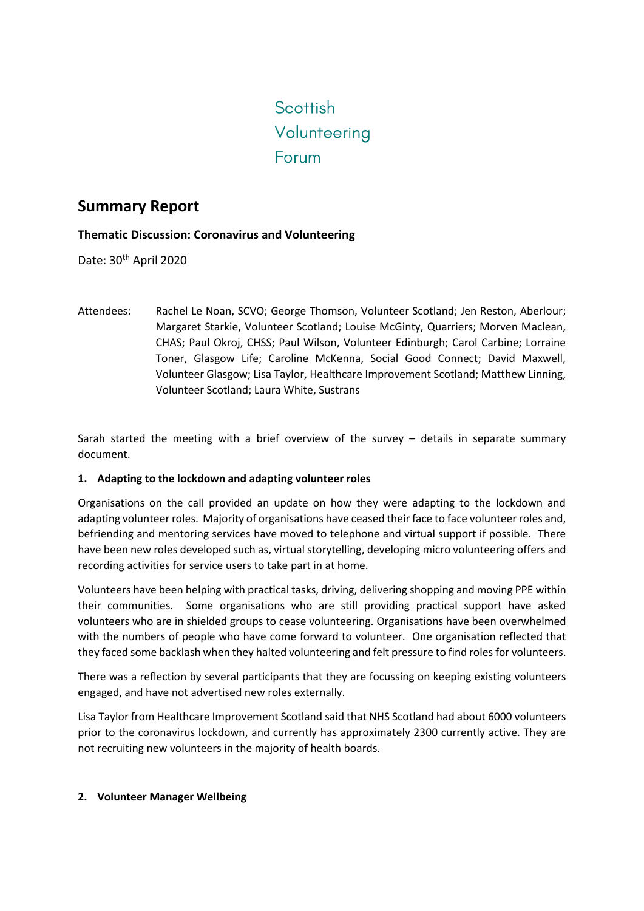Scottish
Volunteering
Forum

# Summary Report

**Thematic Discussion: Coronavirus and Volunteering**

Date: 30th April 2020

Attendees: Rachel Le Noan, SCVO; George Thomson, Volunteer Scotland; Jen Reston, Aberlour; Margaret Starkie, Volunteer Scotland; Louise McGinty, Quarriers; Morven Maclean, CHAS; Paul Okroj, CHSS; Paul Wilson, Volunteer Edinburgh; Carol Carbine; Lorraine Toner, Glasgow Life; Caroline McKenna, Social Good Connect; David Maxwell, Volunteer Glasgow; Lisa Taylor, Healthcare Improvement Scotland; Matthew Linning, Volunteer Scotland; Laura White, Sustrans

Sarah started the meeting with a brief overview of the survey – details in separate summary document.

**1. Adapting to the lockdown and adapting volunteer roles**

Organisations on the call provided an update on how they were adapting to the lockdown and adapting volunteer roles. Majority of organisations have ceased their face to face volunteer roles and, befriending and mentoring services have moved to telephone and virtual support if possible. There have been new roles developed such as, virtual storytelling, developing micro volunteering offers and recording activities for service users to take part in at home.

Volunteers have been helping with practical tasks, driving, delivering shopping and moving PPE within their communities. Some organisations who are still providing practical support have asked volunteers who are in shielded groups to cease volunteering. Organisations have been overwhelmed with the numbers of people who have come forward to volunteer. One organisation reflected that they faced some backlash when they halted volunteering and felt pressure to find roles for volunteers.

There was a reflection by several participants that they are focussing on keeping existing volunteers engaged, and have not advertised new roles externally.

Lisa Taylor from Healthcare Improvement Scotland said that NHS Scotland had about 6000 volunteers prior to the coronavirus lockdown, and currently has approximately 2300 currently active. They are not recruiting new volunteers in the majority of health boards.

**2. Volunteer Manager Wellbeing**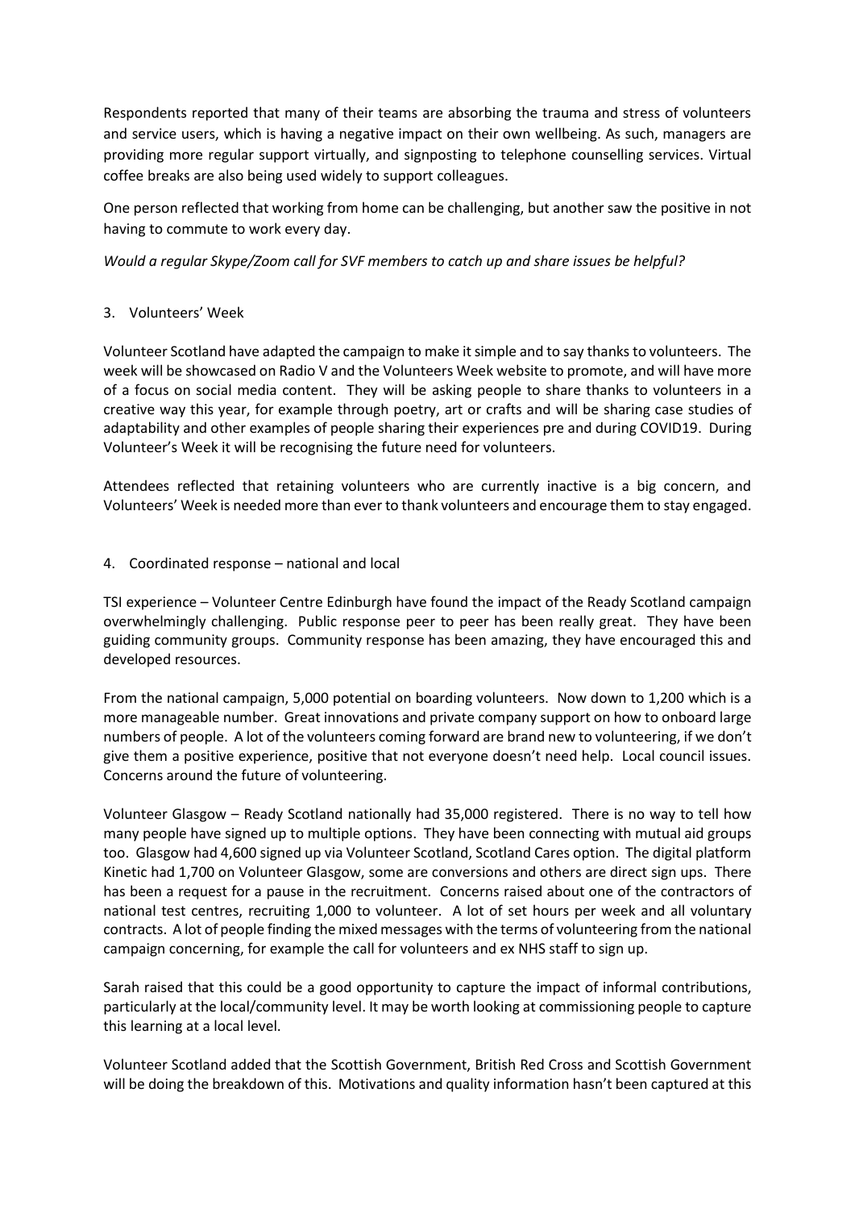Respondents reported that many of their teams are absorbing the trauma and stress of volunteers and service users, which is having a negative impact on their own wellbeing. As such, managers are providing more regular support virtually, and signposting to telephone counselling services. Virtual coffee breaks are also being used widely to support colleagues.

One person reflected that working from home can be challenging, but another saw the positive in not having to commute to work every day.

*Would a regular Skype/Zoom call for SVF members to catch up and share issues be helpful?*

3. Volunteers' Week

Volunteer Scotland have adapted the campaign to make it simple and to say thanks to volunteers. The week will be showcased on Radio V and the Volunteers Week website to promote, and will have more of a focus on social media content. They will be asking people to share thanks to volunteers in a creative way this year, for example through poetry, art or crafts and will be sharing case studies of adaptability and other examples of people sharing their experiences pre and during COVID19. During Volunteer's Week it will be recognising the future need for volunteers.

Attendees reflected that retaining volunteers who are currently inactive is a big concern, and Volunteers' Week is needed more than ever to thank volunteers and encourage them to stay engaged.

4. Coordinated response – national and local

TSI experience – Volunteer Centre Edinburgh have found the impact of the Ready Scotland campaign overwhelmingly challenging. Public response peer to peer has been really great. They have been guiding community groups. Community response has been amazing, they have encouraged this and developed resources.

From the national campaign, 5,000 potential on boarding volunteers. Now down to 1,200 which is a more manageable number. Great innovations and private company support on how to onboard large numbers of people. A lot of the volunteers coming forward are brand new to volunteering, if we don't give them a positive experience, positive that not everyone doesn't need help. Local council issues. Concerns around the future of volunteering.

Volunteer Glasgow – Ready Scotland nationally had 35,000 registered. There is no way to tell how many people have signed up to multiple options. They have been connecting with mutual aid groups too. Glasgow had 4,600 signed up via Volunteer Scotland, Scotland Cares option. The digital platform Kinetic had 1,700 on Volunteer Glasgow, some are conversions and others are direct sign ups. There has been a request for a pause in the recruitment. Concerns raised about one of the contractors of national test centres, recruiting 1,000 to volunteer. A lot of set hours per week and all voluntary contracts. A lot of people finding the mixed messages with the terms of volunteering from the national campaign concerning, for example the call for volunteers and ex NHS staff to sign up.

Sarah raised that this could be a good opportunity to capture the impact of informal contributions, particularly at the local/community level. It may be worth looking at commissioning people to capture this learning at a local level.

Volunteer Scotland added that the Scottish Government, British Red Cross and Scottish Government will be doing the breakdown of this. Motivations and quality information hasn't been captured at this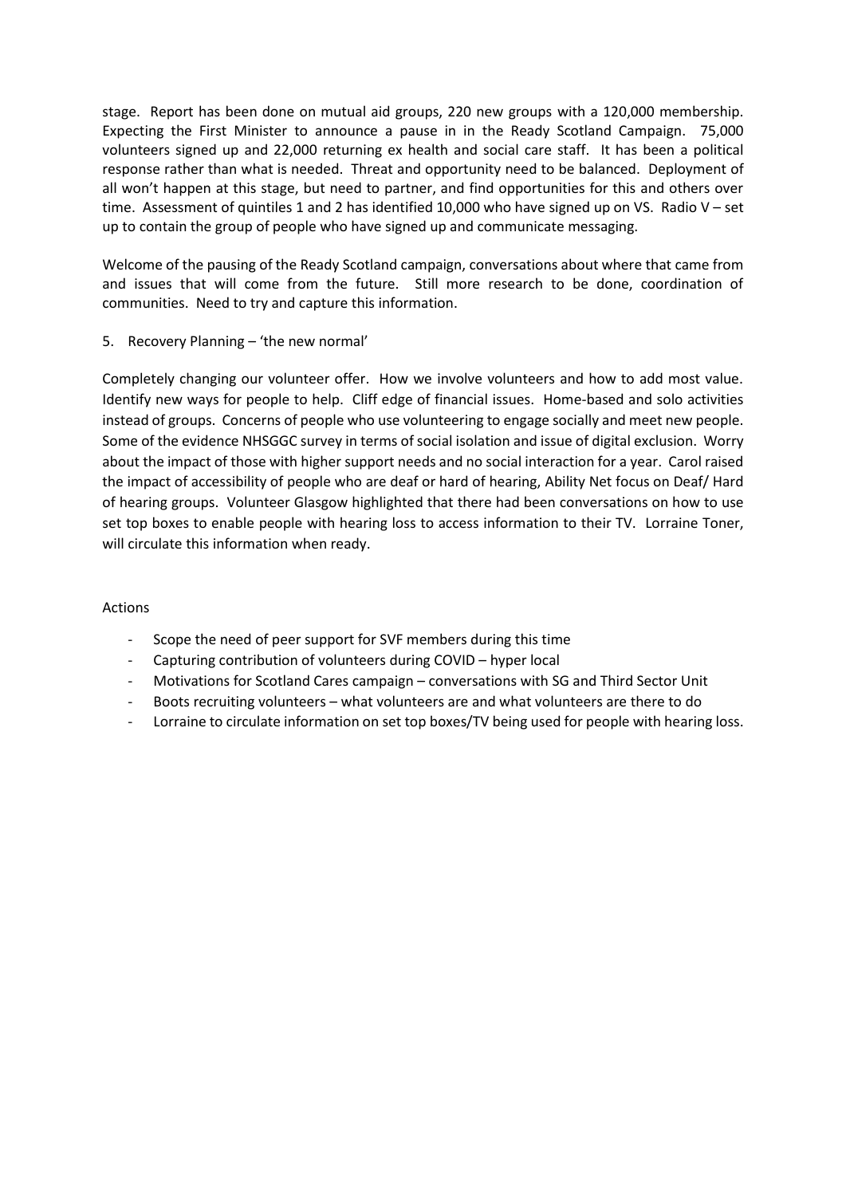stage. Report has been done on mutual aid groups, 220 new groups with a 120,000 membership. Expecting the First Minister to announce a pause in in the Ready Scotland Campaign. 75,000 volunteers signed up and 22,000 returning ex health and social care staff. It has been a political response rather than what is needed. Threat and opportunity need to be balanced. Deployment of all won't happen at this stage, but need to partner, and find opportunities for this and others over time. Assessment of quintiles 1 and 2 has identified 10,000 who have signed up on VS. Radio V – set up to contain the group of people who have signed up and communicate messaging.

Welcome of the pausing of the Ready Scotland campaign, conversations about where that came from and issues that will come from the future. Still more research to be done, coordination of communities. Need to try and capture this information.

5. Recovery Planning – 'the new normal'

Completely changing our volunteer offer. How we involve volunteers and how to add most value. Identify new ways for people to help. Cliff edge of financial issues. Home-based and solo activities instead of groups. Concerns of people who use volunteering to engage socially and meet new people. Some of the evidence NHSGGC survey in terms of social isolation and issue of digital exclusion. Worry about the impact of those with higher support needs and no social interaction for a year. Carol raised the impact of accessibility of people who are deaf or hard of hearing, Ability Net focus on Deaf/ Hard of hearing groups. Volunteer Glasgow highlighted that there had been conversations on how to use set top boxes to enable people with hearing loss to access information to their TV. Lorraine Toner, will circulate this information when ready.

Actions

- Scope the need of peer support for SVF members during this time
- Capturing contribution of volunteers during COVID – hyper local
- Motivations for Scotland Cares campaign – conversations with SG and Third Sector Unit
- Boots recruiting volunteers – what volunteers are and what volunteers are there to do
- Lorraine to circulate information on set top boxes/TV being used for people with hearing loss.